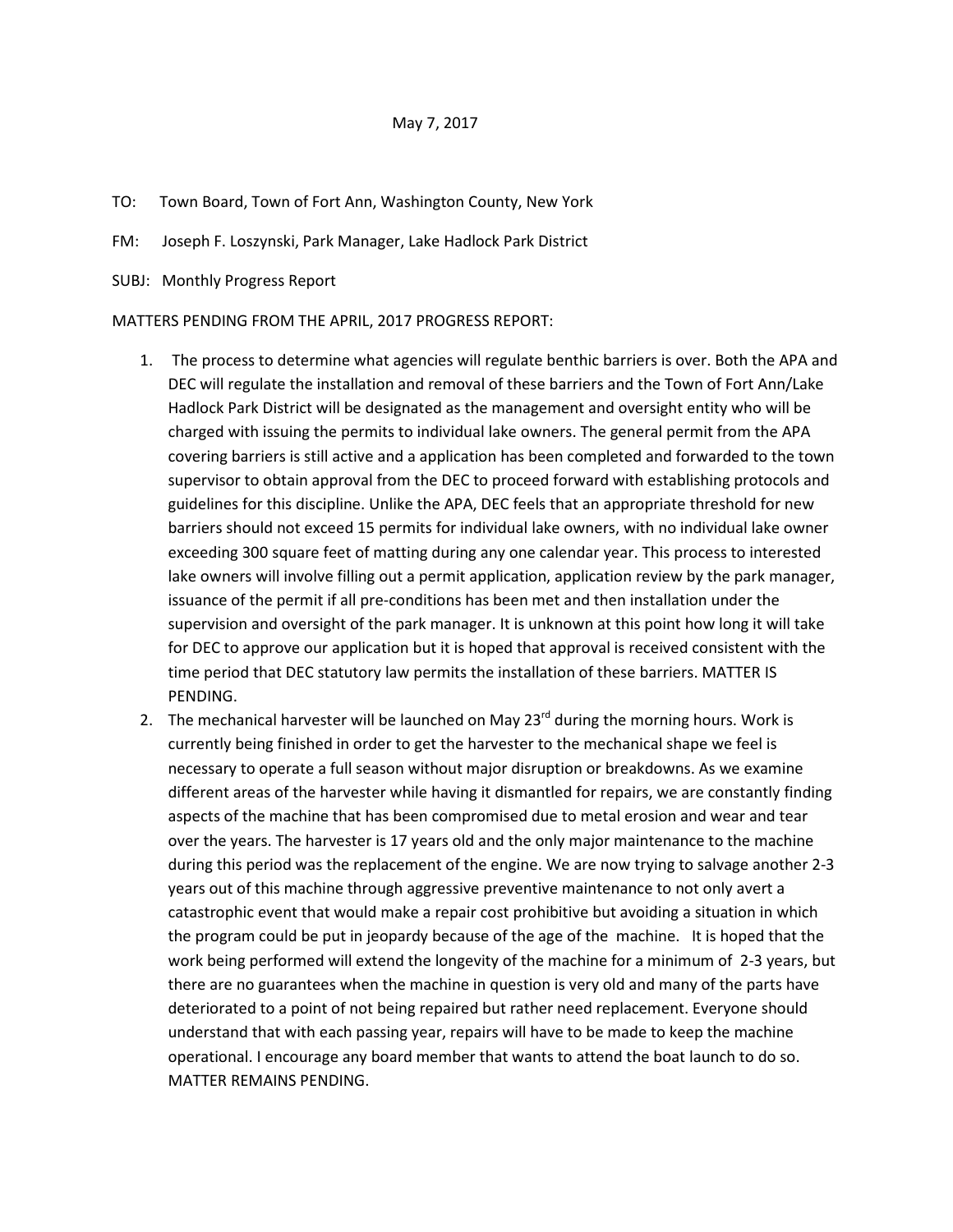May 7, 2017

TO: Town Board, Town of Fort Ann, Washington County, New York

FM: Joseph F. Loszynski, Park Manager, Lake Hadlock Park District

SUBJ: Monthly Progress Report

MATTERS PENDING FROM THE APRIL, 2017 PROGRESS REPORT:

1. The process to determine what agencies will regulate benthic barriers is over. Both the APA and DEC will regulate the installation and removal of these barriers and the Town of Fort Ann/Lake Hadlock Park District will be designated as the management and oversight entity who will be charged with issuing the permits to individual lake owners. The general permit from the APA covering barriers is still active and a application has been completed and forwarded to the town supervisor to obtain approval from the DEC to proceed forward with establishing protocols and guidelines for this discipline. Unlike the APA, DEC feels that an appropriate threshold for new barriers should not exceed 15 permits for individual lake owners, with no individual lake owner exceeding 300 square feet of matting during any one calendar year. This process to interested lake owners will involve filling out a permit application, application review by the park manager, issuance of the permit if all pre-conditions has been met and then installation under the supervision and oversight of the park manager. It is unknown at this point how long it will take for DEC to approve our application but it is hoped that approval is received consistent with the time period that DEC statutory law permits the installation of these barriers. MATTER IS PENDING.
2. The mechanical harvester will be launched on May 23rd during the morning hours. Work is currently being finished in order to get the harvester to the mechanical shape we feel is necessary to operate a full season without major disruption or breakdowns. As we examine different areas of the harvester while having it dismantled for repairs, we are constantly finding aspects of the machine that has been compromised due to metal erosion and wear and tear over the years. The harvester is 17 years old and the only major maintenance to the machine during this period was the replacement of the engine. We are now trying to salvage another 2-3 years out of this machine through aggressive preventive maintenance to not only avert a catastrophic event that would make a repair cost prohibitive but avoiding a situation in which the program could be put in jeopardy because of the age of the machine. It is hoped that the work being performed will extend the longevity of the machine for a minimum of 2-3 years, but there are no guarantees when the machine in question is very old and many of the parts have deteriorated to a point of not being repaired but rather need replacement. Everyone should understand that with each passing year, repairs will have to be made to keep the machine operational. I encourage any board member that wants to attend the boat launch to do so. MATTER REMAINS PENDING.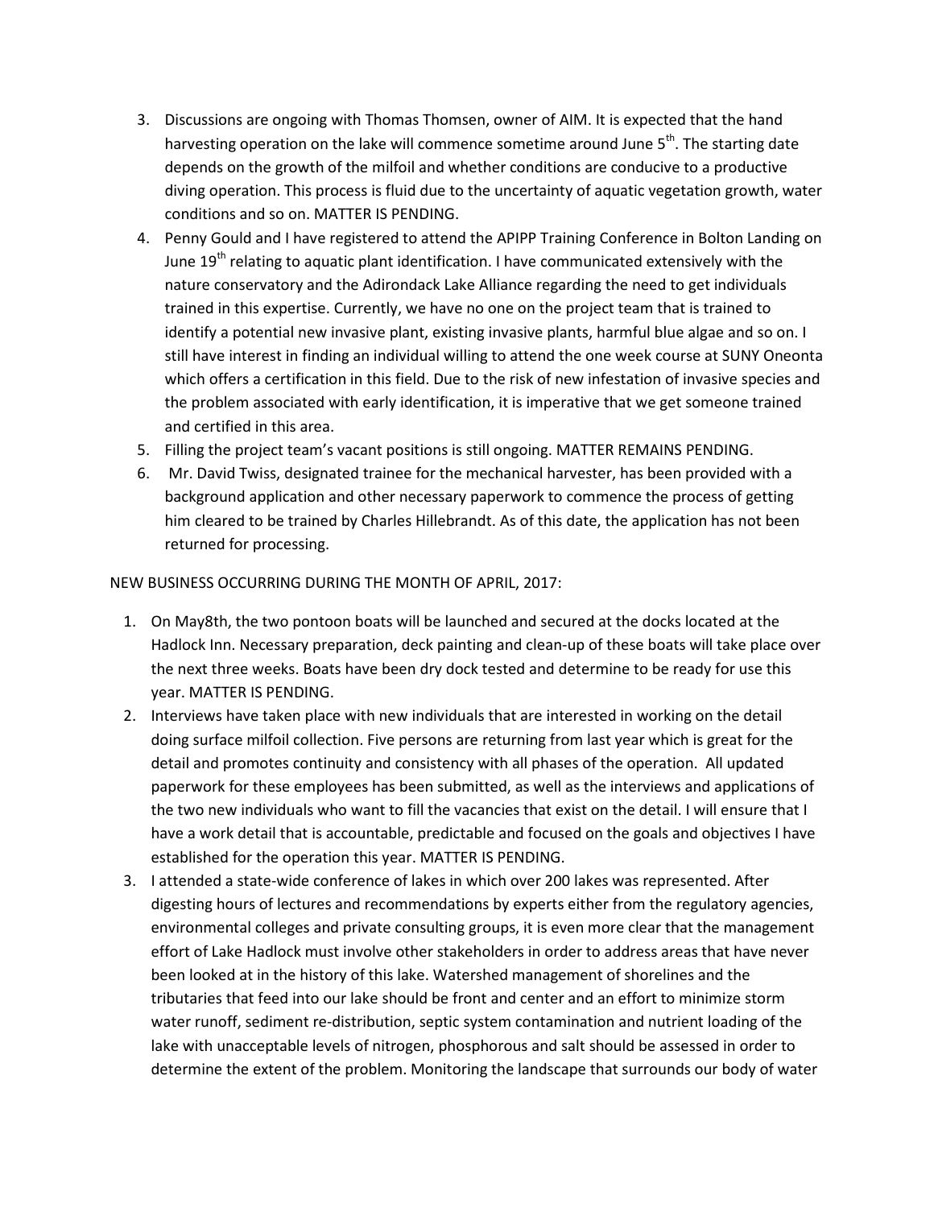3. Discussions are ongoing with Thomas Thomsen, owner of AIM. It is expected that the hand harvesting operation on the lake will commence sometime around June 5th. The starting date depends on the growth of the milfoil and whether conditions are conducive to a productive diving operation. This process is fluid due to the uncertainty of aquatic vegetation growth, water conditions and so on. MATTER IS PENDING.
4. Penny Gould and I have registered to attend the APIPP Training Conference in Bolton Landing on June 19th relating to aquatic plant identification. I have communicated extensively with the nature conservatory and the Adirondack Lake Alliance regarding the need to get individuals trained in this expertise. Currently, we have no one on the project team that is trained to identify a potential new invasive plant, existing invasive plants, harmful blue algae and so on. I still have interest in finding an individual willing to attend the one week course at SUNY Oneonta which offers a certification in this field. Due to the risk of new infestation of invasive species and the problem associated with early identification, it is imperative that we get someone trained and certified in this area.
5. Filling the project team's vacant positions is still ongoing. MATTER REMAINS PENDING.
6. Mr. David Twiss, designated trainee for the mechanical harvester, has been provided with a background application and other necessary paperwork to commence the process of getting him cleared to be trained by Charles Hillebrandt. As of this date, the application has not been returned for processing.

NEW BUSINESS OCCURRING DURING THE MONTH OF APRIL, 2017:

1. On May8th, the two pontoon boats will be launched and secured at the docks located at the Hadlock Inn. Necessary preparation, deck painting and clean-up of these boats will take place over the next three weeks. Boats have been dry dock tested and determine to be ready for use this year. MATTER IS PENDING.
2. Interviews have taken place with new individuals that are interested in working on the detail doing surface milfoil collection. Five persons are returning from last year which is great for the detail and promotes continuity and consistency with all phases of the operation. All updated paperwork for these employees has been submitted, as well as the interviews and applications of the two new individuals who want to fill the vacancies that exist on the detail. I will ensure that I have a work detail that is accountable, predictable and focused on the goals and objectives I have established for the operation this year. MATTER IS PENDING.
3. I attended a state-wide conference of lakes in which over 200 lakes was represented. After digesting hours of lectures and recommendations by experts either from the regulatory agencies, environmental colleges and private consulting groups, it is even more clear that the management effort of Lake Hadlock must involve other stakeholders in order to address areas that have never been looked at in the history of this lake. Watershed management of shorelines and the tributaries that feed into our lake should be front and center and an effort to minimize storm water runoff, sediment re-distribution, septic system contamination and nutrient loading of the lake with unacceptable levels of nitrogen, phosphorous and salt should be assessed in order to determine the extent of the problem. Monitoring the landscape that surrounds our body of water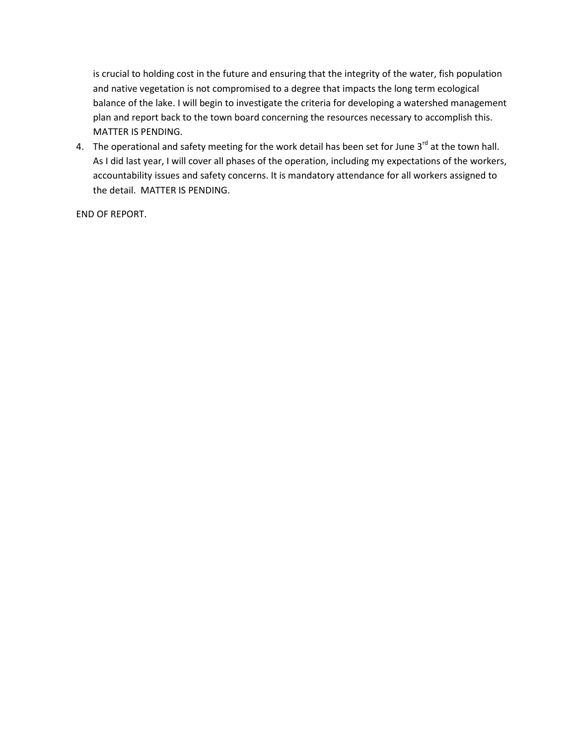is crucial to holding cost in the future and ensuring that the integrity of the water, fish population and native vegetation is not compromised to a degree that impacts the long term ecological balance of the lake. I will begin to investigate the criteria for developing a watershed management plan and report back to the town board concerning the resources necessary to accomplish this. MATTER IS PENDING.

4. The operational and safety meeting for the work detail has been set for June 3rd at the town hall. As I did last year, I will cover all phases of the operation, including my expectations of the workers, accountability issues and safety concerns. It is mandatory attendance for all workers assigned to the detail. MATTER IS PENDING.

END OF REPORT.